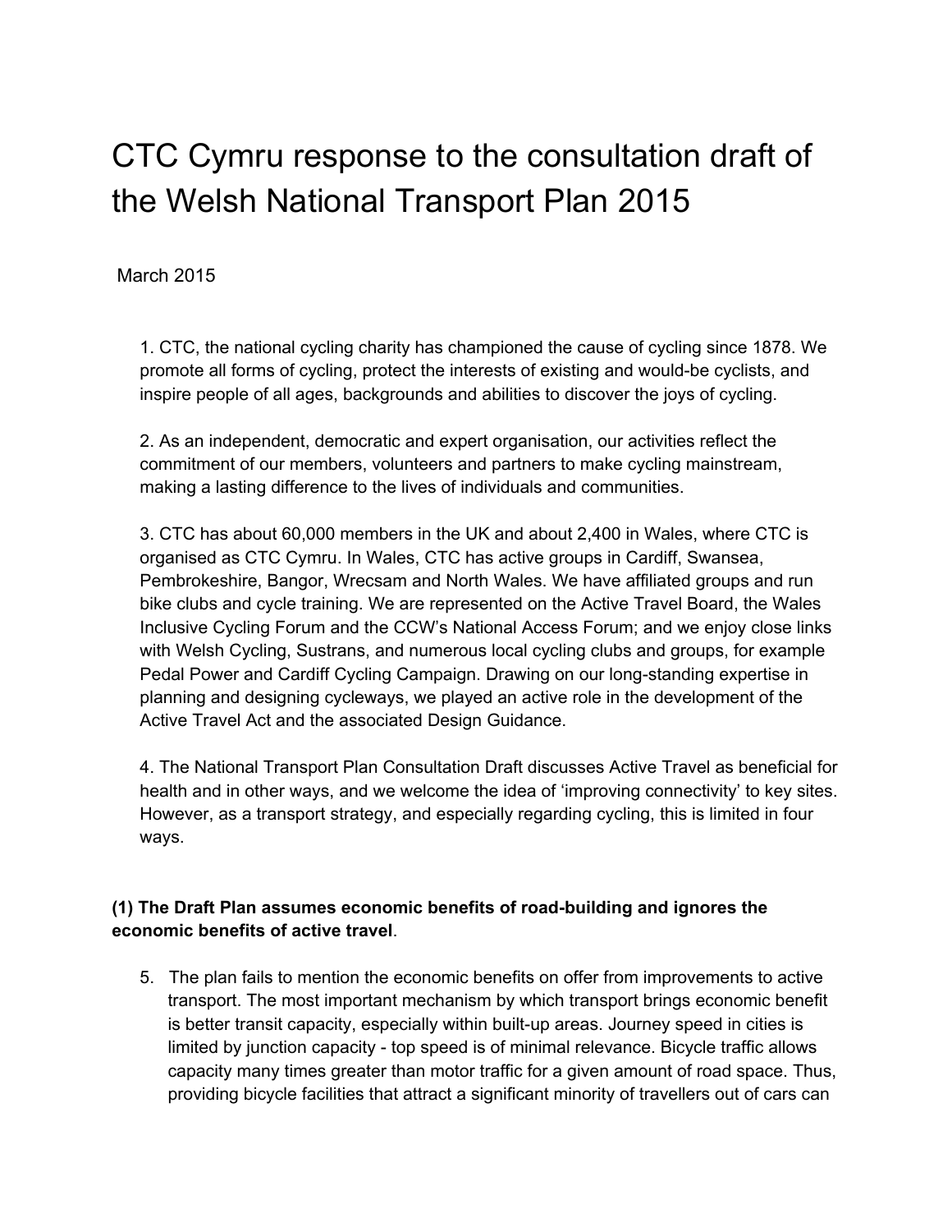# CTC Cymru response to the consultation draft of the Welsh National Transport Plan 2015

March 2015

1. CTC, the national cycling charity has championed the cause of cycling since 1878. We promote all forms of cycling, protect the interests of existing and would-be cyclists, and inspire people of all ages, backgrounds and abilities to discover the joys of cycling.

2. As an independent, democratic and expert organisation, our activities reflect the commitment of our members, volunteers and partners to make cycling mainstream, making a lasting difference to the lives of individuals and communities.

3. CTC has about 60,000 members in the UK and about 2,400 in Wales, where CTC is organised as CTC Cymru. In Wales, CTC has active groups in Cardiff, Swansea, Pembrokeshire, Bangor, Wrecsam and North Wales. We have affiliated groups and run bike clubs and cycle training. We are represented on the Active Travel Board, the Wales Inclusive Cycling Forum and the CCW's National Access Forum; and we enjoy close links with Welsh Cycling, Sustrans, and numerous local cycling clubs and groups, for example Pedal Power and Cardiff Cycling Campaign. Drawing on our long-standing expertise in planning and designing cycleways, we played an active role in the development of the Active Travel Act and the associated Design Guidance.

4. The National Transport Plan Consultation Draft discusses Active Travel as beneficial for health and in other ways, and we welcome the idea of 'improving connectivity' to key sites. However, as a transport strategy, and especially regarding cycling, this is limited in four ways.

**(1) The Draft Plan assumes economic benefits of road-building and ignores the economic benefits of active travel**.

5. The plan fails to mention the economic benefits on offer from improvements to active transport. The most important mechanism by which transport brings economic benefit is better transit capacity, especially within built-up areas. Journey speed in cities is limited by junction capacity - top speed is of minimal relevance. Bicycle traffic allows capacity many times greater than motor traffic for a given amount of road space. Thus, providing bicycle facilities that attract a significant minority of travellers out of cars can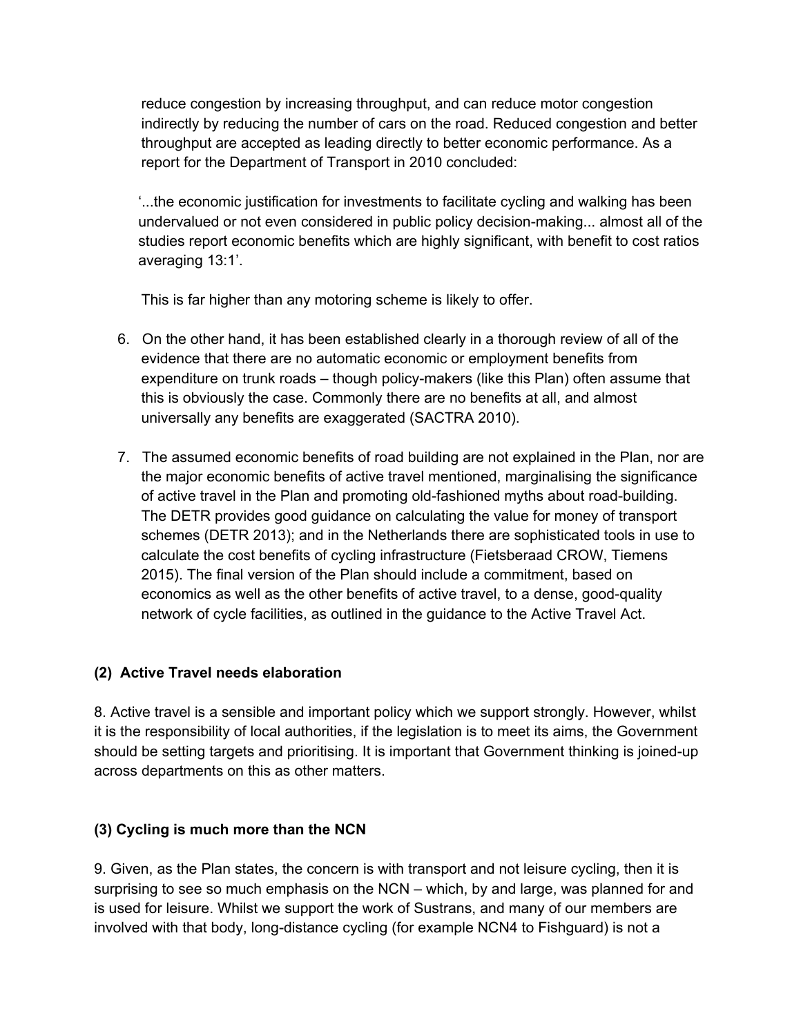reduce congestion by increasing throughput, and can reduce motor congestion indirectly by reducing the number of cars on the road. Reduced congestion and better throughput are accepted as leading directly to better economic performance. As a report for the Department of Transport in 2010 concluded:

> '...the economic justification for investments to facilitate cycling and walking has been undervalued or not even considered in public policy decision-making... almost all of the studies report economic benefits which are highly significant, with benefit to cost ratios averaging 13:1'.

This is far higher than any motoring scheme is likely to offer.

6. On the other hand, it has been established clearly in a thorough review of all of the evidence that there are no automatic economic or employment benefits from expenditure on trunk roads – though policy-makers (like this Plan) often assume that this is obviously the case. Commonly there are no benefits at all, and almost universally any benefits are exaggerated (SACTRA 2010).

7. The assumed economic benefits of road building are not explained in the Plan, nor are the major economic benefits of active travel mentioned, marginalising the significance of active travel in the Plan and promoting old-fashioned myths about road-building. The DETR provides good guidance on calculating the value for money of transport schemes (DETR 2013); and in the Netherlands there are sophisticated tools in use to calculate the cost benefits of cycling infrastructure (Fietsberaad CROW, Tiemens 2015). The final version of the Plan should include a commitment, based on economics as well as the other benefits of active travel, to a dense, good-quality network of cycle facilities, as outlined in the guidance to the Active Travel Act.

### (2) Active Travel needs elaboration

8. Active travel is a sensible and important policy which we support strongly. However, whilst it is the responsibility of local authorities, if the legislation is to meet its aims, the Government should be setting targets and prioritising. It is important that Government thinking is joined-up across departments on this as other matters.

### (3) Cycling is much more than the NCN

9. Given, as the Plan states, the concern is with transport and not leisure cycling, then it is surprising to see so much emphasis on the NCN – which, by and large, was planned for and is used for leisure. Whilst we support the work of Sustrans, and many of our members are involved with that body, long-distance cycling (for example NCN4 to Fishguard) is not a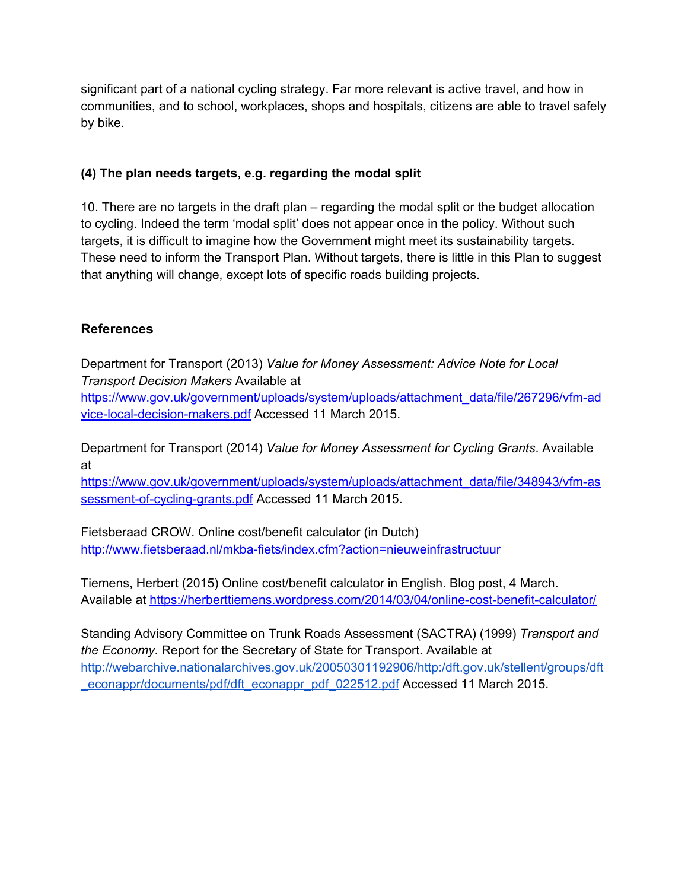significant part of a national cycling strategy. Far more relevant is active travel, and how in communities, and to school, workplaces, shops and hospitals, citizens are able to travel safely by bike.

**(4) The plan needs targets, e.g. regarding the modal split**

10. There are no targets in the draft plan – regarding the modal split or the budget allocation to cycling. Indeed the term 'modal split' does not appear once in the policy. Without such targets, it is difficult to imagine how the Government might meet its sustainability targets. These need to inform the Transport Plan. Without targets, there is little in this Plan to suggest that anything will change, except lots of specific roads building projects.

## References

Department for Transport (2013) *Value for Money Assessment: Advice Note for Local Transport Decision Makers* Available at [https://www.gov.uk/government/uploads/system/uploads/attachment_data/file/267296/vfm-advice-local-decision-makers.pdf](https://www.gov.uk/government/uploads/system/uploads/attachment_data/file/267296/vfm-advice-local-decision-makers.pdf) Accessed 11 March 2015.

Department for Transport (2014) *Value for Money Assessment for Cycling Grants*. Available at [https://www.gov.uk/government/uploads/system/uploads/attachment_data/file/348943/vfm-assessment-of-cycling-grants.pdf](https://www.gov.uk/government/uploads/system/uploads/attachment_data/file/348943/vfm-assessment-of-cycling-grants.pdf) Accessed 11 March 2015.

Fietsberaad CROW. Online cost/benefit calculator (in Dutch) [http://www.fietsberaad.nl/mkba-fiets/index.cfm?action=nieuweinfrastructuur](http://www.fietsberaad.nl/mkba-fiets/index.cfm?action=nieuweinfrastructuur)

Tiemens, Herbert (2015) Online cost/benefit calculator in English. Blog post, 4 March. Available at [https://herberttiemens.wordpress.com/2014/03/04/online-cost-benefit-calculator/](https://herberttiemens.wordpress.com/2014/03/04/online-cost-benefit-calculator/)

Standing Advisory Committee on Trunk Roads Assessment (SACTRA) (1999) *Transport and the Economy*. Report for the Secretary of State for Transport. Available at [http://webarchive.nationalarchives.gov.uk/20050301192906/http:/dft.gov.uk/stellent/groups/dft_econappr/documents/pdf/dft_econappr_pdf_022512.pdf](http://webarchive.nationalarchives.gov.uk/20050301192906/http:/dft.gov.uk/stellent/groups/dft_econappr/documents/pdf/dft_econappr_pdf_022512.pdf) Accessed 11 March 2015.